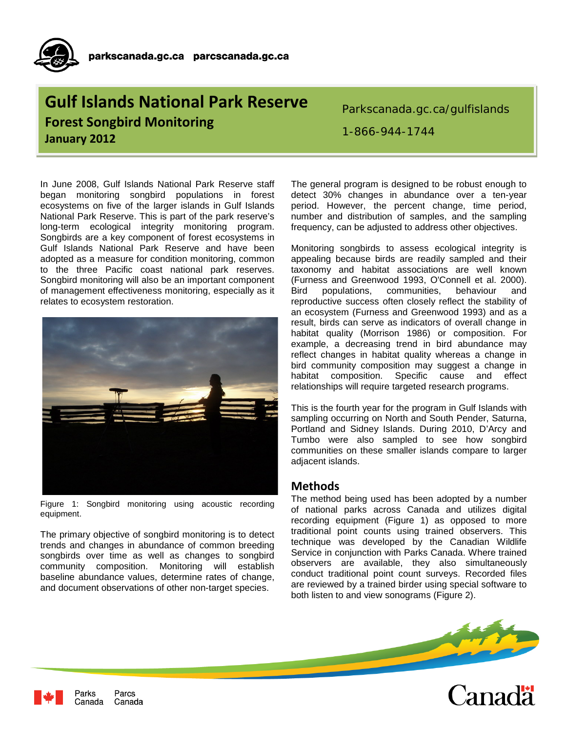parkscanada.gc.ca parcscanada.gc.ca

# Gulf Islands National Park Reserve

## Forest Songbird Monitoring

**January 2012**

Parkscanada.gc.ca/gulfislands

1-866-944-1744

In June 2008, Gulf Islands National Park Reserve staff began monitoring songbird populations in forest ecosystems on five of the larger islands in Gulf Islands National Park Reserve. This is part of the park reserve's long-term ecological integrity monitoring program. Songbirds are a key component of forest ecosystems in Gulf Islands National Park Reserve and have been adopted as a measure for condition monitoring, common to the three Pacific coast national park reserves. Songbird monitoring will also be an important component of management effectiveness monitoring, especially as it relates to ecosystem restoration.

Figure 1: Songbird monitoring using acoustic recording equipment.

The primary objective of songbird monitoring is to detect trends and changes in abundance of common breeding songbirds over time as well as changes to songbird community composition. Monitoring will establish baseline abundance values, determine rates of change, and document observations of other non-target species.

The general program is designed to be robust enough to detect 30% changes in abundance over a ten-year period. However, the percent change, time period, number and distribution of samples, and the sampling frequency, can be adjusted to address other objectives.

Monitoring songbirds to assess ecological integrity is appealing because birds are readily sampled and their taxonomy and habitat associations are well known (Furness and Greenwood 1993, O'Connell et al. 2000). Bird populations, communities, behaviour and reproductive success often closely reflect the stability of an ecosystem (Furness and Greenwood 1993) and as a result, birds can serve as indicators of overall change in habitat quality (Morrison 1986) or composition. For example, a decreasing trend in bird abundance may reflect changes in habitat quality whereas a change in bird community composition may suggest a change in habitat composition. Specific cause and effect relationships will require targeted research programs.

This is the fourth year for the program in Gulf Islands with sampling occurring on North and South Pender, Saturna, Portland and Sidney Islands. During 2010, D'Arcy and Tumbo were also sampled to see how songbird communities on these smaller islands compare to larger adjacent islands.

## Methods

The method being used has been adopted by a number of national parks across Canada and utilizes digital recording equipment (Figure 1) as opposed to more traditional point counts using trained observers. This technique was developed by the Canadian Wildlife Service in conjunction with Parks Canada. Where trained observers are available, they also simultaneously conduct traditional point count surveys. Recorded files are reviewed by a trained birder using special software to both listen to and view sonograms (Figure 2).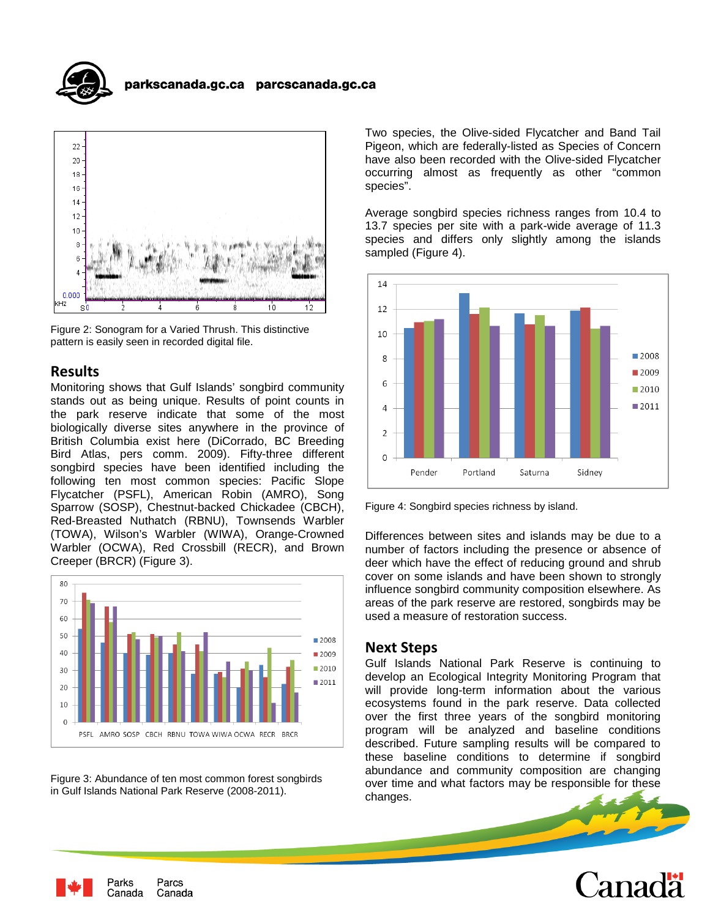22
20
18
16
14
12
10
8
6
4
0.000
kHz
S0
2
4
6
8
10
12

Figure 2: Sonogram for a Varied Thrush. This distinctive pattern is easily seen in recorded digital file.

## Results

Monitoring shows that Gulf Islands' songbird community stands out as being unique. Results of point counts in the park reserve indicate that some of the most biologically diverse sites anywhere in the province of British Columbia exist here (DiCorrado, BC Breeding Bird Atlas, pers comm. 2009). Fifty-three different songbird species have been identified including the following ten most common species: Pacific Slope Flycatcher (PSFL), American Robin (AMRO), Song Sparrow (SOSP), Chestnut-backed Chickadee (CBCH), Red-Breasted Nuthatch (RBNU), Townsends Warbler (TOWA), Wilson's Warbler (WIWA), Orange-Crowned Warbler (OCWA), Red Crossbill (RECR), and Brown Creeper (BRCR) (Figure 3).

80
70
60
50
40
30
20
10
0
PSFL AMRO SOSP CBCH RBNU TOWA WIWA OCWA RECR BRCR
2008
2009
2010
2011

Figure 3: Abundance of ten most common forest songbirds in Gulf Islands National Park Reserve (2008-2011).

Two species, the Olive-sided Flycatcher and Band Tail Pigeon, which are federally-listed as Species of Concern have also been recorded with the Olive-sided Flycatcher occurring almost as frequently as other "common species".

Average songbird species richness ranges from 10.4 to 13.7 species per site with a park-wide average of 11.3 species and differs only slightly among the islands sampled (Figure 4).

14
12
10
8
6
4
2
0
Pender Portland Saturna Sidney
2008
2009
2010
2011

Figure 4: Songbird species richness by island.

Differences between sites and islands may be due to a number of factors including the presence or absence of deer which have the effect of reducing ground and shrub cover on some islands and have been shown to strongly influence songbird community composition elsewhere. As areas of the park reserve are restored, songbirds may be used a measure of restoration success.

## Next Steps

Gulf Islands National Park Reserve is continuing to develop an Ecological Integrity Monitoring Program that will provide long-term information about the various ecosystems found in the park reserve. Data collected over the first three years of the songbird monitoring program will be analyzed and baseline conditions described. Future sampling results will be compared to these baseline conditions to determine if songbird abundance and community composition are changing over time and what factors may be responsible for these changes.